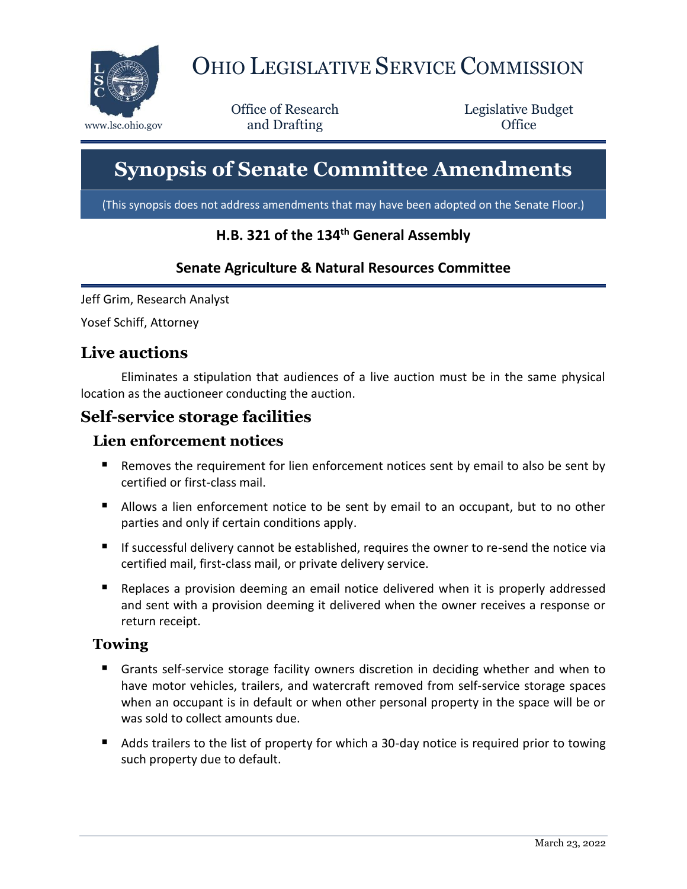# OHIO LEGISLATIVE SERVICE COMMISSION

www.lsc.ohio.gov

Office of Research and Drafting

Legislative Budget Office

# Synopsis of Senate Committee Amendments

(This synopsis does not address amendments that may have been adopted on the Senate Floor.)

### H.B. 321 of the 134th General Assembly

### Senate Agriculture & Natural Resources Committee

Jeff Grim, Research Analyst

Yosef Schiff, Attorney

## Live auctions

Eliminates a stipulation that audiences of a live auction must be in the same physical location as the auctioneer conducting the auction.

## Self-service storage facilities

### Lien enforcement notices

- Removes the requirement for lien enforcement notices sent by email to also be sent by certified or first-class mail.
- Allows a lien enforcement notice to be sent by email to an occupant, but to no other parties and only if certain conditions apply.
- If successful delivery cannot be established, requires the owner to re-send the notice via certified mail, first-class mail, or private delivery service.
- Replaces a provision deeming an email notice delivered when it is properly addressed and sent with a provision deeming it delivered when the owner receives a response or return receipt.

### Towing

- Grants self-service storage facility owners discretion in deciding whether and when to have motor vehicles, trailers, and watercraft removed from self-service storage spaces when an occupant is in default or when other personal property in the space will be or was sold to collect amounts due.
- Adds trailers to the list of property for which a 30-day notice is required prior to towing such property due to default.

March 23, 2022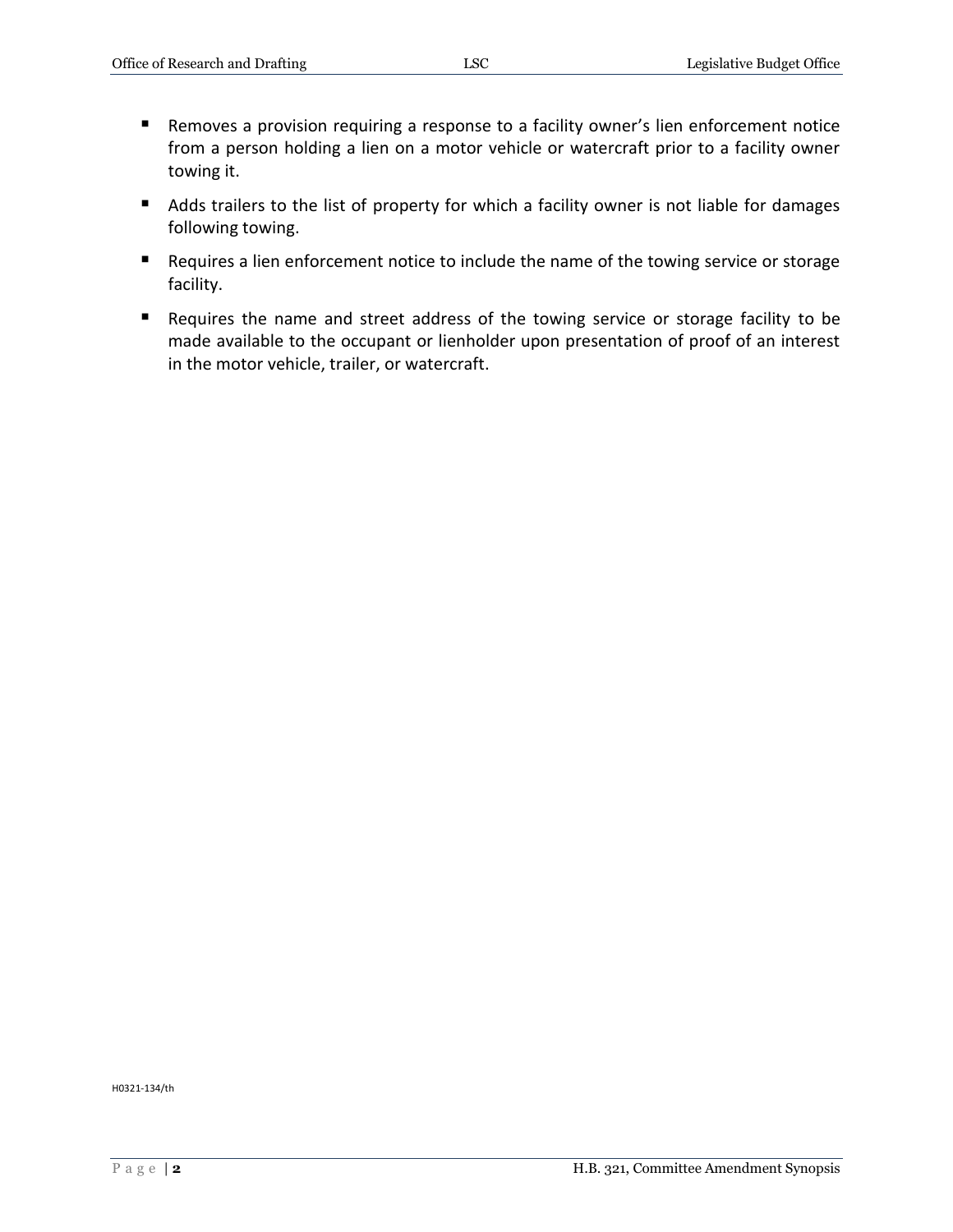- Removes a provision requiring a response to a facility owner's lien enforcement notice from a person holding a lien on a motor vehicle or watercraft prior to a facility owner towing it.
- Adds trailers to the list of property for which a facility owner is not liable for damages following towing.
- Requires a lien enforcement notice to include the name of the towing service or storage facility.
- Requires the name and street address of the towing service or storage facility to be made available to the occupant or lienholder upon presentation of proof of an interest in the motor vehicle, trailer, or watercraft.

H0321-134/th